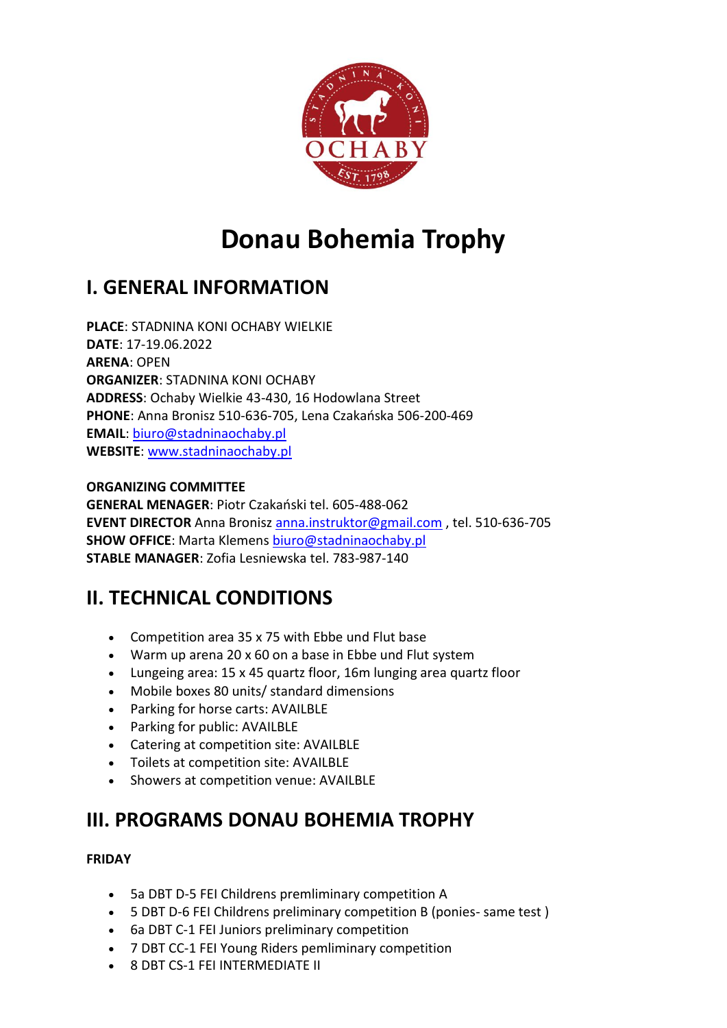# Donau Bohemia Trophy

## I. GENERAL INFORMATION

**PLACE**: STADNINA KONI OCHABY WIELKIE
**DATE**: 17-19.06.2022
**ARENA**: OPEN
**ORGANIZER**: STADNINA KONI OCHABY
**ADDRESS**: Ochaby Wielkie 43-430, 16 Hodowlana Street
**PHONE**: Anna Bronisz 510-636-705, Lena Czakańska 506-200-469
**EMAIL**: biuro@stadninaochaby.pl
**WEBSITE**: www.stadninaochaby.pl

**ORGANIZING COMMITTEE**
**GENERAL MENAGER**: Piotr Czakański tel. 605-488-062
**EVENT DIRECTOR** Anna Bronisz anna.instruktor@gmail.com , tel. 510-636-705
**SHOW OFFICE**: Marta Klemens biuro@stadninaochaby.pl
**STABLE MANAGER**: Zofia Lesniewska tel. 783-987-140

## II. TECHNICAL CONDITIONS

- Competition area 35 x 75 with Ebbe und Flut base
- Warm up arena 20 x 60 on a base in Ebbe und Flut system
- Lungeing area: 15 x 45 quartz floor, 16m lunging area quartz floor
- Mobile boxes 80 units/ standard dimensions
- Parking for horse carts: AVAILBLE
- Parking for public: AVAILBLE
- Catering at competition site: AVAILBLE
- Toilets at competition site: AVAILBLE
- Showers at competition venue: AVAILBLE

## III. PROGRAMS DONAU BOHEMIA TROPHY

**FRIDAY**

- 5a DBT D-5 FEI Childrens premliminary competition A
- 5 DBT D-6 FEI Childrens preliminary competition B (ponies- same test )
- 6a DBT C-1 FEI Juniors preliminary competition
- 7 DBT CC-1 FEI Young Riders pemliminary competition
- 8 DBT CS-1 FEI INTERMEDIATE II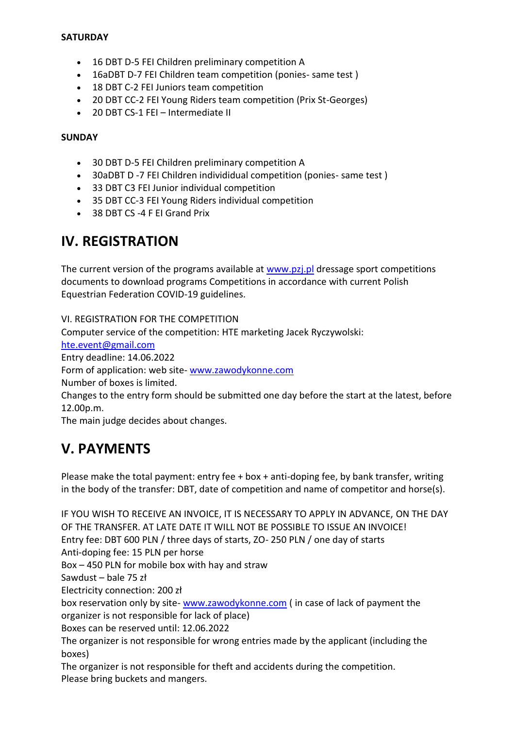**SATURDAY**

- 16 DBT D-5 FEI Children preliminary competition A
- 16aDBT D-7 FEI Children team competition (ponies- same test )
- 18 DBT C-2 FEI Juniors team competition
- 20 DBT CC-2 FEI Young Riders team competition (Prix St-Georges)
- 20 DBT CS-1 FEI – Intermediate II

**SUNDAY**

- 30 DBT D-5 FEI Children preliminary competition A
- 30aDBT D -7 FEI Children individidual competition (ponies- same test )
- 33 DBT C3 FEI Junior individual competition
- 35 DBT CC-3 FEI Young Riders individual competition
- 38 DBT CS -4 F EI Grand Prix

# IV. REGISTRATION

The current version of the programs available at www.pzj.pl dressage sport competitions documents to download programs Competitions in accordance with current Polish Equestrian Federation COVID-19 guidelines.

VI. REGISTRATION FOR THE COMPETITION
Computer service of the competition: HTE marketing Jacek Ryczywolski:
hte.event@gmail.com
Entry deadline: 14.06.2022
Form of application: web site- www.zawodykonne.com
Number of boxes is limited.
Changes to the entry form should be submitted one day before the start at the latest, before 12.00p.m.
The main judge decides about changes.

# V. PAYMENTS

Please make the total payment: entry fee + box + anti-doping fee, by bank transfer, writing in the body of the transfer: DBT, date of competition and name of competitor and horse(s).

IF YOU WISH TO RECEIVE AN INVOICE, IT IS NECESSARY TO APPLY IN ADVANCE, ON THE DAY OF THE TRANSFER. AT LATE DATE IT WILL NOT BE POSSIBLE TO ISSUE AN INVOICE!
Entry fee: DBT 600 PLN / three days of starts, ZO- 250 PLN / one day of starts
Anti-doping fee: 15 PLN per horse
Box – 450 PLN for mobile box with hay and straw
Sawdust – bale 75 zł
Electricity connection: 200 zł
box reservation only by site- www.zawodykonne.com ( in case of lack of payment the organizer is not responsible for lack of place)
Boxes can be reserved until: 12.06.2022
The organizer is not responsible for wrong entries made by the applicant (including the boxes)
The organizer is not responsible for theft and accidents during the competition.
Please bring buckets and mangers.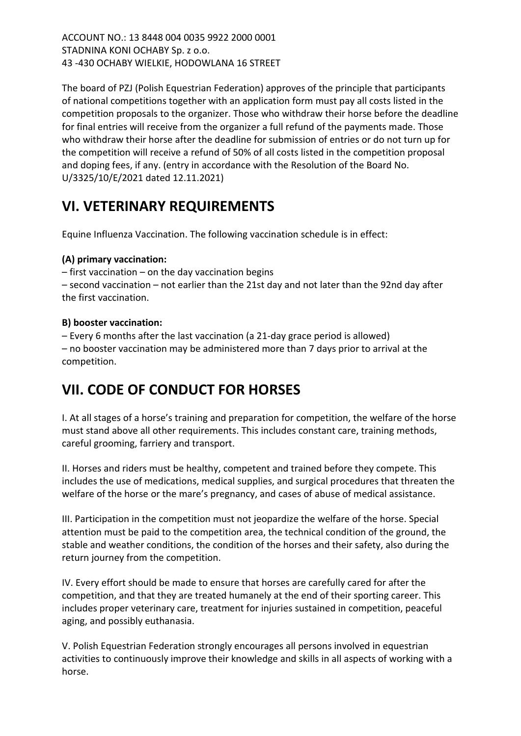ACCOUNT NO.: 13 8448 004 0035 9922 2000 0001
STADNINA KONI OCHABY Sp. z o.o.
43 -430 OCHABY WIELKIE, HODOWLANA 16 STREET

The board of PZJ (Polish Equestrian Federation) approves of the principle that participants of national competitions together with an application form must pay all costs listed in the competition proposals to the organizer. Those who withdraw their horse before the deadline for final entries will receive from the organizer a full refund of the payments made. Those who withdraw their horse after the deadline for submission of entries or do not turn up for the competition will receive a refund of 50% of all costs listed in the competition proposal and doping fees, if any. (entry in accordance with the Resolution of the Board No. U/3325/10/E/2021 dated 12.11.2021)

## VI. VETERINARY REQUIREMENTS

Equine Influenza Vaccination. The following vaccination schedule is in effect:

**(A) primary vaccination:**

– first vaccination – on the day vaccination begins
– second vaccination – not earlier than the 21st day and not later than the 92nd day after the first vaccination.

**B) booster vaccination:**

– Every 6 months after the last vaccination (a 21-day grace period is allowed)
– no booster vaccination may be administered more than 7 days prior to arrival at the competition.

## VII. CODE OF CONDUCT FOR HORSES

I. At all stages of a horse's training and preparation for competition, the welfare of the horse must stand above all other requirements. This includes constant care, training methods, careful grooming, farriery and transport.

II. Horses and riders must be healthy, competent and trained before they compete. This includes the use of medications, medical supplies, and surgical procedures that threaten the welfare of the horse or the mare's pregnancy, and cases of abuse of medical assistance.

III. Participation in the competition must not jeopardize the welfare of the horse. Special attention must be paid to the competition area, the technical condition of the ground, the stable and weather conditions, the condition of the horses and their safety, also during the return journey from the competition.

IV. Every effort should be made to ensure that horses are carefully cared for after the competition, and that they are treated humanely at the end of their sporting career. This includes proper veterinary care, treatment for injuries sustained in competition, peaceful aging, and possibly euthanasia.

V. Polish Equestrian Federation strongly encourages all persons involved in equestrian activities to continuously improve their knowledge and skills in all aspects of working with a horse.